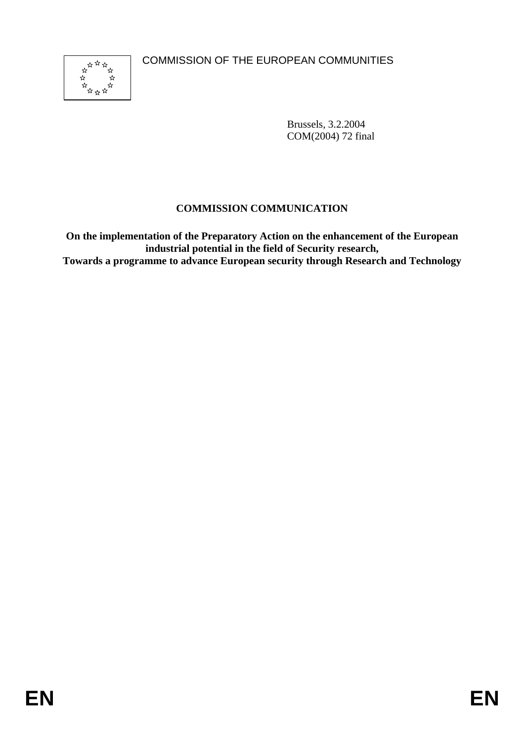COMMISSION OF THE EUROPEAN COMMUNITIES

Brussels, 3.2.2004
COM(2004) 72 final

# COMMISSION COMMUNICATION

**On the implementation of the Preparatory Action on the enhancement of the European industrial potential in the field of Security research,**
**Towards a programme to advance European security through Research and Technology**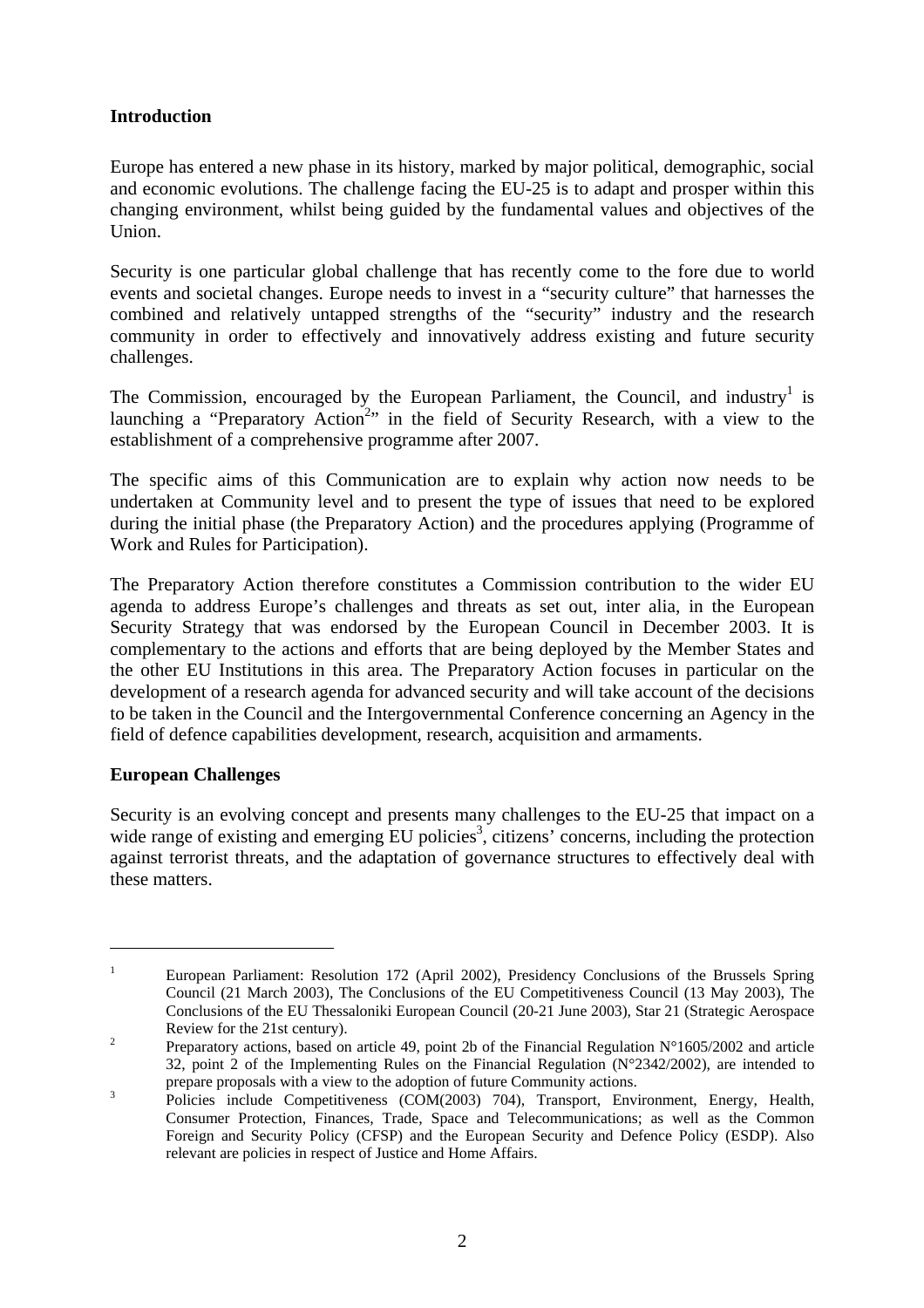## Introduction

Europe has entered a new phase in its history, marked by major political, demographic, social and economic evolutions. The challenge facing the EU-25 is to adapt and prosper within this changing environment, whilst being guided by the fundamental values and objectives of the Union.

Security is one particular global challenge that has recently come to the fore due to world events and societal changes. Europe needs to invest in a "security culture" that harnesses the combined and relatively untapped strengths of the "security" industry and the research community in order to effectively and innovatively address existing and future security challenges.

The Commission, encouraged by the European Parliament, the Council, and industry[1] is launching a "Preparatory Action[2]" in the field of Security Research, with a view to the establishment of a comprehensive programme after 2007.

The specific aims of this Communication are to explain why action now needs to be undertaken at Community level and to present the type of issues that need to be explored during the initial phase (the Preparatory Action) and the procedures applying (Programme of Work and Rules for Participation).

The Preparatory Action therefore constitutes a Commission contribution to the wider EU agenda to address Europe's challenges and threats as set out, inter alia, in the European Security Strategy that was endorsed by the European Council in December 2003. It is complementary to the actions and efforts that are being deployed by the Member States and the other EU Institutions in this area. The Preparatory Action focuses in particular on the development of a research agenda for advanced security and will take account of the decisions to be taken in the Council and the Intergovernmental Conference concerning an Agency in the field of defence capabilities development, research, acquisition and armaments.

## European Challenges

Security is an evolving concept and presents many challenges to the EU-25 that impact on a wide range of existing and emerging EU policies[3], citizens' concerns, including the protection against terrorist threats, and the adaptation of governance structures to effectively deal with these matters.

---

[1] European Parliament: Resolution 172 (April 2002), Presidency Conclusions of the Brussels Spring Council (21 March 2003), The Conclusions of the EU Competitiveness Council (13 May 2003), The Conclusions of the EU Thessaloniki European Council (20-21 June 2003), Star 21 (Strategic Aerospace Review for the 21st century).

[2] Preparatory actions, based on article 49, point 2b of the Financial Regulation N°1605/2002 and article 32, point 2 of the Implementing Rules on the Financial Regulation (N°2342/2002), are intended to prepare proposals with a view to the adoption of future Community actions.

[3] Policies include Competitiveness (COM(2003) 704), Transport, Environment, Energy, Health, Consumer Protection, Finances, Trade, Space and Telecommunications; as well as the Common Foreign and Security Policy (CFSP) and the European Security and Defence Policy (ESDP). Also relevant are policies in respect of Justice and Home Affairs.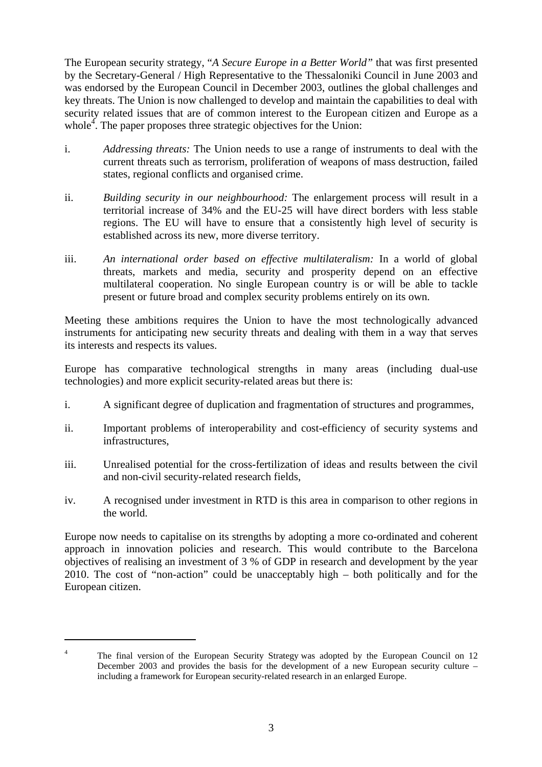The European security strategy, "*A Secure Europe in a Better World"* that was first presented by the Secretary-General / High Representative to the Thessaloniki Council in June 2003 and was endorsed by the European Council in December 2003, outlines the global challenges and key threats. The Union is now challenged to develop and maintain the capabilities to deal with security related issues that are of common interest to the European citizen and Europe as a whole[4]. The paper proposes three strategic objectives for the Union:

i. *Addressing threats:* The Union needs to use a range of instruments to deal with the current threats such as terrorism, proliferation of weapons of mass destruction, failed states, regional conflicts and organised crime.

ii. *Building security in our neighbourhood:* The enlargement process will result in a territorial increase of 34% and the EU-25 will have direct borders with less stable regions. The EU will have to ensure that a consistently high level of security is established across its new, more diverse territory.

iii. *An international order based on effective multilateralism:* In a world of global threats, markets and media, security and prosperity depend on an effective multilateral cooperation. No single European country is or will be able to tackle present or future broad and complex security problems entirely on its own.

Meeting these ambitions requires the Union to have the most technologically advanced instruments for anticipating new security threats and dealing with them in a way that serves its interests and respects its values.

Europe has comparative technological strengths in many areas (including dual-use technologies) and more explicit security-related areas but there is:

i. A significant degree of duplication and fragmentation of structures and programmes,

ii. Important problems of interoperability and cost-efficiency of security systems and infrastructures,

iii. Unrealised potential for the cross-fertilization of ideas and results between the civil and non-civil security-related research fields,

iv. A recognised under investment in RTD is this area in comparison to other regions in the world.

Europe now needs to capitalise on its strengths by adopting a more co-ordinated and coherent approach in innovation policies and research. This would contribute to the Barcelona objectives of realising an investment of 3 % of GDP in research and development by the year 2010. The cost of "non-action" could be unacceptably high – both politically and for the European citizen.

---

[4] The final version of the European Security Strategy was adopted by the European Council on 12 December 2003 and provides the basis for the development of a new European security culture – including a framework for European security-related research in an enlarged Europe.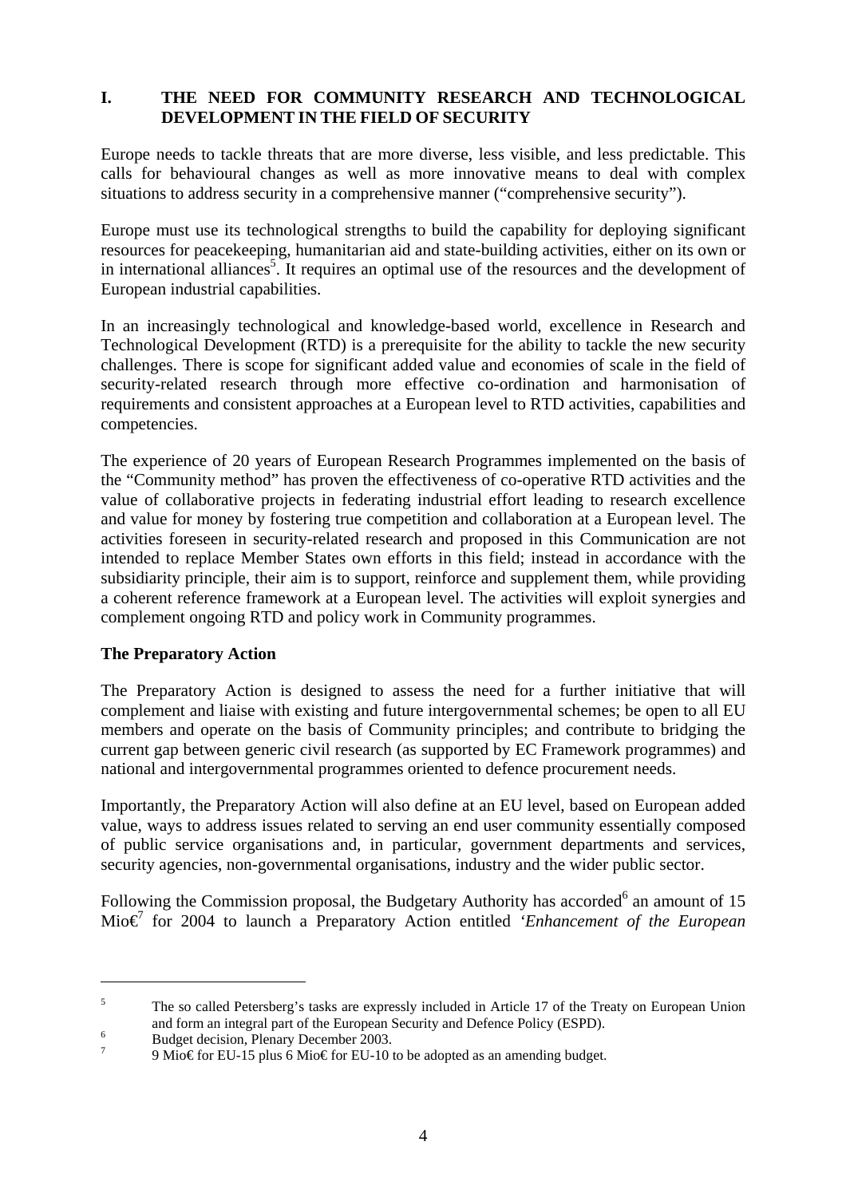## I. THE NEED FOR COMMUNITY RESEARCH AND TECHNOLOGICAL DEVELOPMENT IN THE FIELD OF SECURITY

Europe needs to tackle threats that are more diverse, less visible, and less predictable. This calls for behavioural changes as well as more innovative means to deal with complex situations to address security in a comprehensive manner ("comprehensive security").

Europe must use its technological strengths to build the capability for deploying significant resources for peacekeeping, humanitarian aid and state-building activities, either on its own or in international alliances[5]. It requires an optimal use of the resources and the development of European industrial capabilities.

In an increasingly technological and knowledge-based world, excellence in Research and Technological Development (RTD) is a prerequisite for the ability to tackle the new security challenges. There is scope for significant added value and economies of scale in the field of security-related research through more effective co-ordination and harmonisation of requirements and consistent approaches at a European level to RTD activities, capabilities and competencies.

The experience of 20 years of European Research Programmes implemented on the basis of the "Community method" has proven the effectiveness of co-operative RTD activities and the value of collaborative projects in federating industrial effort leading to research excellence and value for money by fostering true competition and collaboration at a European level. The activities foreseen in security-related research and proposed in this Communication are not intended to replace Member States own efforts in this field; instead in accordance with the subsidiarity principle, their aim is to support, reinforce and supplement them, while providing a coherent reference framework at a European level. The activities will exploit synergies and complement ongoing RTD and policy work in Community programmes.

### The Preparatory Action

The Preparatory Action is designed to assess the need for a further initiative that will complement and liaise with existing and future intergovernmental schemes; be open to all EU members and operate on the basis of Community principles; and contribute to bridging the current gap between generic civil research (as supported by EC Framework programmes) and national and intergovernmental programmes oriented to defence procurement needs.

Importantly, the Preparatory Action will also define at an EU level, based on European added value, ways to address issues related to serving an end user community essentially composed of public service organisations and, in particular, government departments and services, security agencies, non-governmental organisations, industry and the wider public sector.

Following the Commission proposal, the Budgetary Authority has accorded[6] an amount of 15 Mio€[7] for 2004 to launch a Preparatory Action entitled *'Enhancement of the European*

---

[5] The so called Petersberg's tasks are expressly included in Article 17 of the Treaty on European Union and form an integral part of the European Security and Defence Policy (ESPD).

[6] Budget decision, Plenary December 2003.

[7] 9 Mio€ for EU-15 plus 6 Mio€ for EU-10 to be adopted as an amending budget.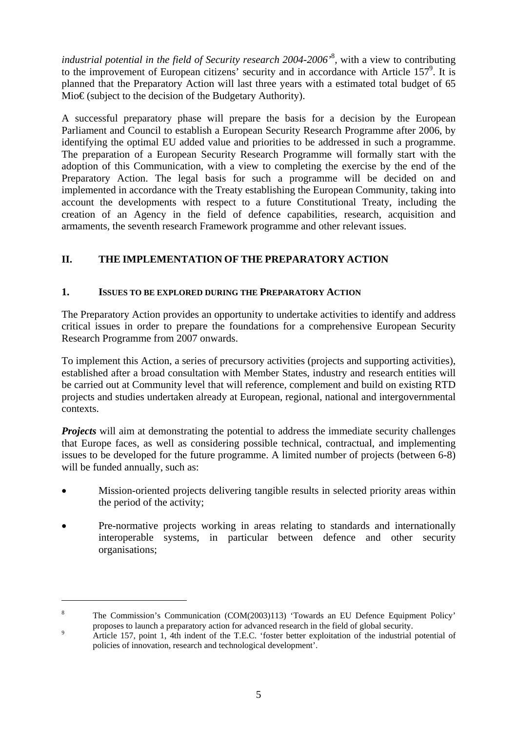*industrial potential in the field of Security research 2004-2006'*[8], with a view to contributing to the improvement of European citizens' security and in accordance with Article 157[9]. It is planned that the Preparatory Action will last three years with a estimated total budget of 65 Mio€ (subject to the decision of the Budgetary Authority).

A successful preparatory phase will prepare the basis for a decision by the European Parliament and Council to establish a European Security Research Programme after 2006, by identifying the optimal EU added value and priorities to be addressed in such a programme. The preparation of a European Security Research Programme will formally start with the adoption of this Communication, with a view to completing the exercise by the end of the Preparatory Action. The legal basis for such a programme will be decided on and implemented in accordance with the Treaty establishing the European Community, taking into account the developments with respect to a future Constitutional Treaty, including the creation of an Agency in the field of defence capabilities, research, acquisition and armaments, the seventh research Framework programme and other relevant issues.

## II. THE IMPLEMENTATION OF THE PREPARATORY ACTION

### 1. ISSUES TO BE EXPLORED DURING THE PREPARATORY ACTION

The Preparatory Action provides an opportunity to undertake activities to identify and address critical issues in order to prepare the foundations for a comprehensive European Security Research Programme from 2007 onwards.

To implement this Action, a series of precursory activities (projects and supporting activities), established after a broad consultation with Member States, industry and research entities will be carried out at Community level that will reference, complement and build on existing RTD projects and studies undertaken already at European, regional, national and intergovernmental contexts.

***Projects*** will aim at demonstrating the potential to address the immediate security challenges that Europe faces, as well as considering possible technical, contractual, and implementing issues to be developed for the future programme. A limited number of projects (between 6-8) will be funded annually, such as:

- Mission-oriented projects delivering tangible results in selected priority areas within the period of the activity;
- Pre-normative projects working in areas relating to standards and internationally interoperable systems, in particular between defence and other security organisations;

---

[8] The Commission's Communication (COM(2003)113) 'Towards an EU Defence Equipment Policy' proposes to launch a preparatory action for advanced research in the field of global security.

[9] Article 157, point 1, 4th indent of the T.E.C. 'foster better exploitation of the industrial potential of policies of innovation, research and technological development'.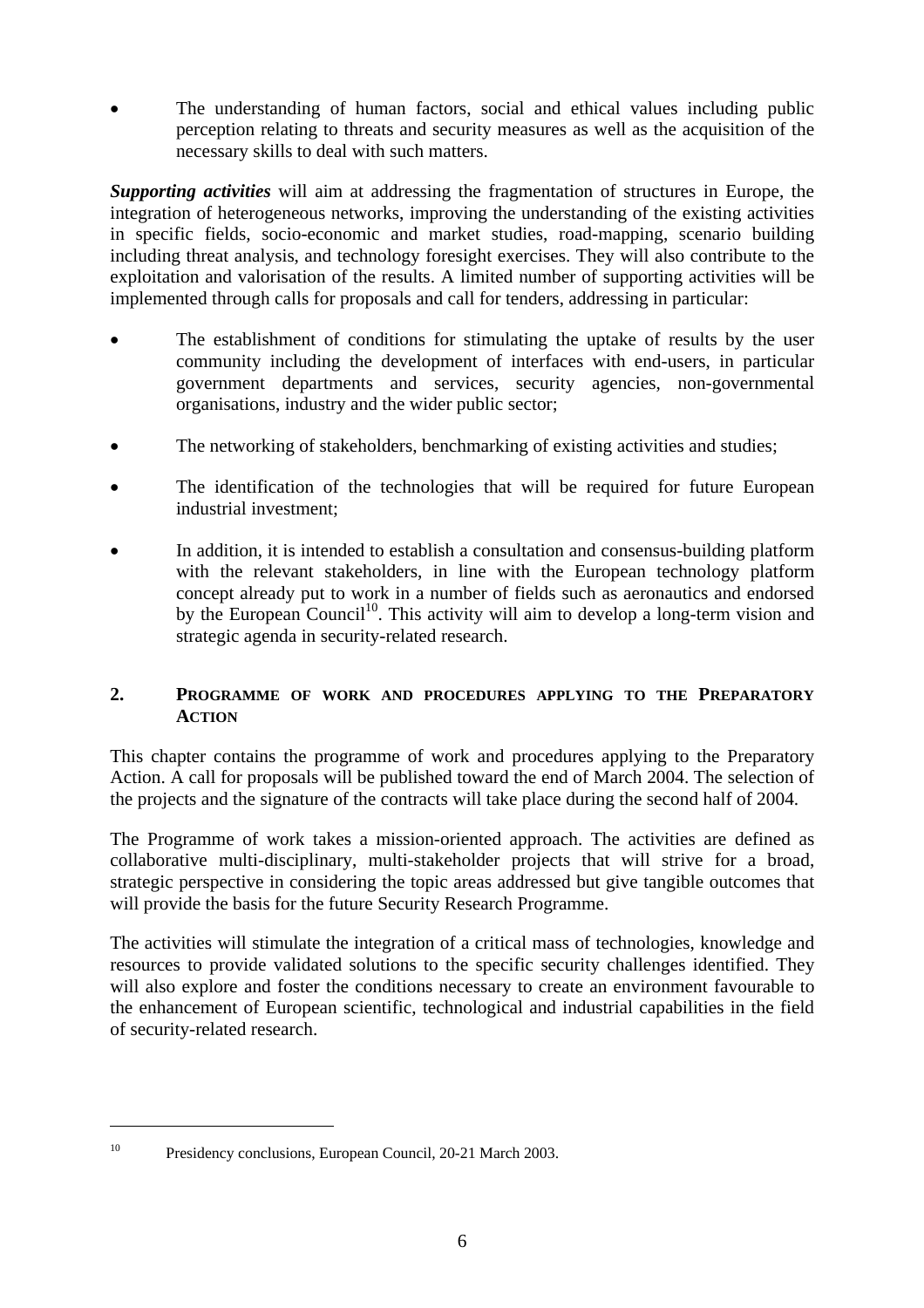- The understanding of human factors, social and ethical values including public perception relating to threats and security measures as well as the acquisition of the necessary skills to deal with such matters.

***Supporting activities*** will aim at addressing the fragmentation of structures in Europe, the integration of heterogeneous networks, improving the understanding of the existing activities in specific fields, socio-economic and market studies, road-mapping, scenario building including threat analysis, and technology foresight exercises. They will also contribute to the exploitation and valorisation of the results. A limited number of supporting activities will be implemented through calls for proposals and call for tenders, addressing in particular:

- The establishment of conditions for stimulating the uptake of results by the user community including the development of interfaces with end-users, in particular government departments and services, security agencies, non-governmental organisations, industry and the wider public sector;
- The networking of stakeholders, benchmarking of existing activities and studies;
- The identification of the technologies that will be required for future European industrial investment;
- In addition, it is intended to establish a consultation and consensus-building platform with the relevant stakeholders, in line with the European technology platform concept already put to work in a number of fields such as aeronautics and endorsed by the European Council[10]. This activity will aim to develop a long-term vision and strategic agenda in security-related research.

## 2. PROGRAMME OF WORK AND PROCEDURES APPLYING TO THE PREPARATORY ACTION

This chapter contains the programme of work and procedures applying to the Preparatory Action. A call for proposals will be published toward the end of March 2004. The selection of the projects and the signature of the contracts will take place during the second half of 2004.

The Programme of work takes a mission-oriented approach. The activities are defined as collaborative multi-disciplinary, multi-stakeholder projects that will strive for a broad, strategic perspective in considering the topic areas addressed but give tangible outcomes that will provide the basis for the future Security Research Programme.

The activities will stimulate the integration of a critical mass of technologies, knowledge and resources to provide validated solutions to the specific security challenges identified. They will also explore and foster the conditions necessary to create an environment favourable to the enhancement of European scientific, technological and industrial capabilities in the field of security-related research.

---

[10] Presidency conclusions, European Council, 20-21 March 2003.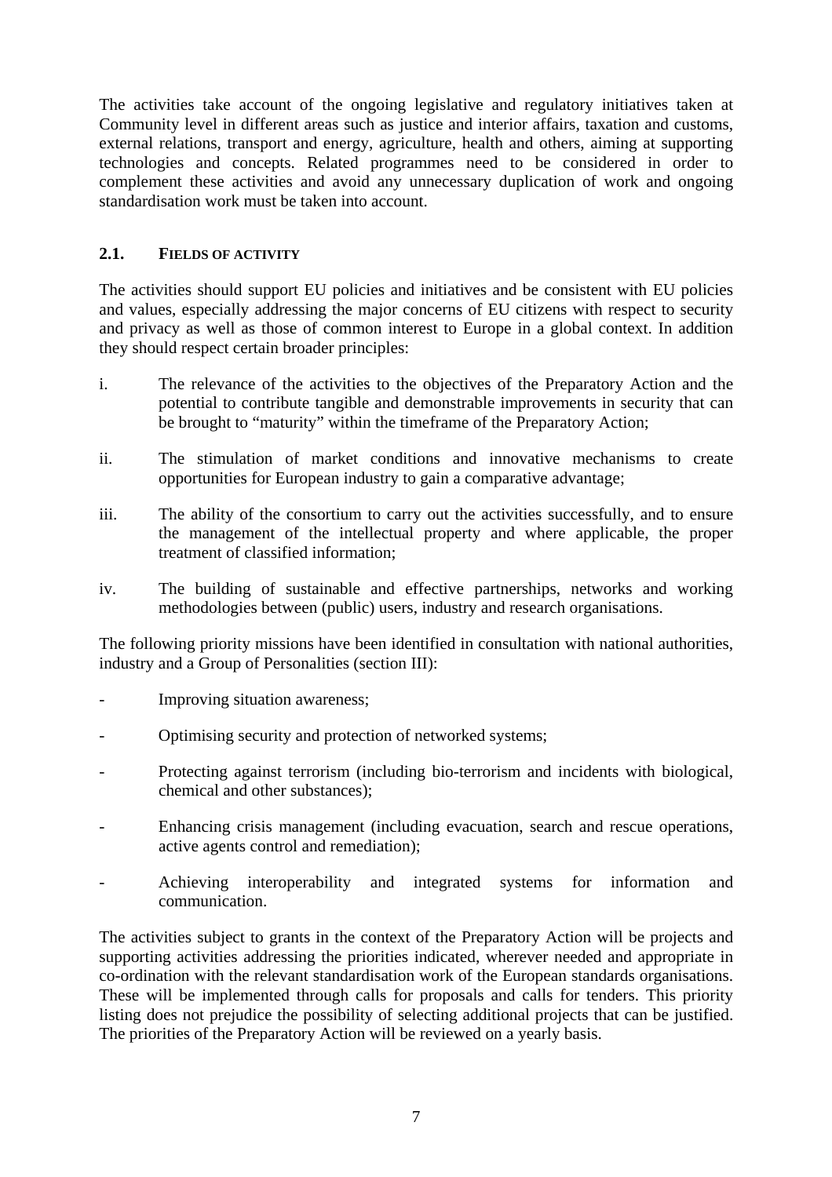The activities take account of the ongoing legislative and regulatory initiatives taken at Community level in different areas such as justice and interior affairs, taxation and customs, external relations, transport and energy, agriculture, health and others, aiming at supporting technologies and concepts. Related programmes need to be considered in order to complement these activities and avoid any unnecessary duplication of work and ongoing standardisation work must be taken into account.

### 2.1. FIELDS OF ACTIVITY

The activities should support EU policies and initiatives and be consistent with EU policies and values, especially addressing the major concerns of EU citizens with respect to security and privacy as well as those of common interest to Europe in a global context. In addition they should respect certain broader principles:

i. The relevance of the activities to the objectives of the Preparatory Action and the potential to contribute tangible and demonstrable improvements in security that can be brought to "maturity" within the timeframe of the Preparatory Action;

ii. The stimulation of market conditions and innovative mechanisms to create opportunities for European industry to gain a comparative advantage;

iii. The ability of the consortium to carry out the activities successfully, and to ensure the management of the intellectual property and where applicable, the proper treatment of classified information;

iv. The building of sustainable and effective partnerships, networks and working methodologies between (public) users, industry and research organisations.

The following priority missions have been identified in consultation with national authorities, industry and a Group of Personalities (section III):

- Improving situation awareness;
- Optimising security and protection of networked systems;
- Protecting against terrorism (including bio-terrorism and incidents with biological, chemical and other substances);
- Enhancing crisis management (including evacuation, search and rescue operations, active agents control and remediation);
- Achieving interoperability and integrated systems for information and communication.

The activities subject to grants in the context of the Preparatory Action will be projects and supporting activities addressing the priorities indicated, wherever needed and appropriate in co-ordination with the relevant standardisation work of the European standards organisations. These will be implemented through calls for proposals and calls for tenders. This priority listing does not prejudice the possibility of selecting additional projects that can be justified. The priorities of the Preparatory Action will be reviewed on a yearly basis.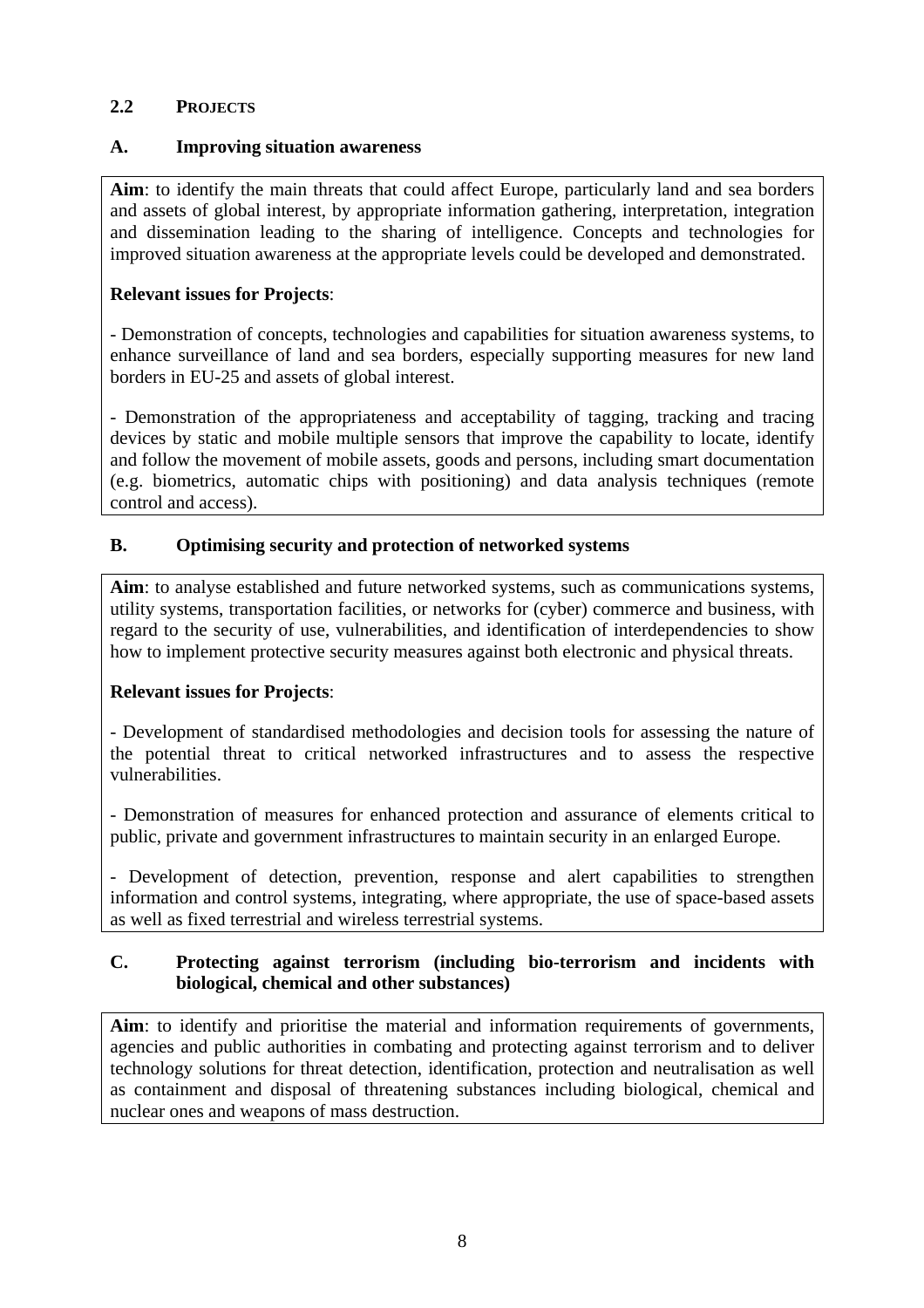## 2.2 PROJECTS

### A. Improving situation awareness

**Aim**: to identify the main threats that could affect Europe, particularly land and sea borders and assets of global interest, by appropriate information gathering, interpretation, integration and dissemination leading to the sharing of intelligence. Concepts and technologies for improved situation awareness at the appropriate levels could be developed and demonstrated.

**Relevant issues for Projects**:

- Demonstration of concepts, technologies and capabilities for situation awareness systems, to enhance surveillance of land and sea borders, especially supporting measures for new land borders in EU-25 and assets of global interest.

- Demonstration of the appropriateness and acceptability of tagging, tracking and tracing devices by static and mobile multiple sensors that improve the capability to locate, identify and follow the movement of mobile assets, goods and persons, including smart documentation (e.g. biometrics, automatic chips with positioning) and data analysis techniques (remote control and access).

### B. Optimising security and protection of networked systems

**Aim**: to analyse established and future networked systems, such as communications systems, utility systems, transportation facilities, or networks for (cyber) commerce and business, with regard to the security of use, vulnerabilities, and identification of interdependencies to show how to implement protective security measures against both electronic and physical threats.

**Relevant issues for Projects**:

- Development of standardised methodologies and decision tools for assessing the nature of the potential threat to critical networked infrastructures and to assess the respective vulnerabilities.

- Demonstration of measures for enhanced protection and assurance of elements critical to public, private and government infrastructures to maintain security in an enlarged Europe.

- Development of detection, prevention, response and alert capabilities to strengthen information and control systems, integrating, where appropriate, the use of space-based assets as well as fixed terrestrial and wireless terrestrial systems.

### C. Protecting against terrorism (including bio-terrorism and incidents with biological, chemical and other substances)

**Aim**: to identify and prioritise the material and information requirements of governments, agencies and public authorities in combating and protecting against terrorism and to deliver technology solutions for threat detection, identification, protection and neutralisation as well as containment and disposal of threatening substances including biological, chemical and nuclear ones and weapons of mass destruction.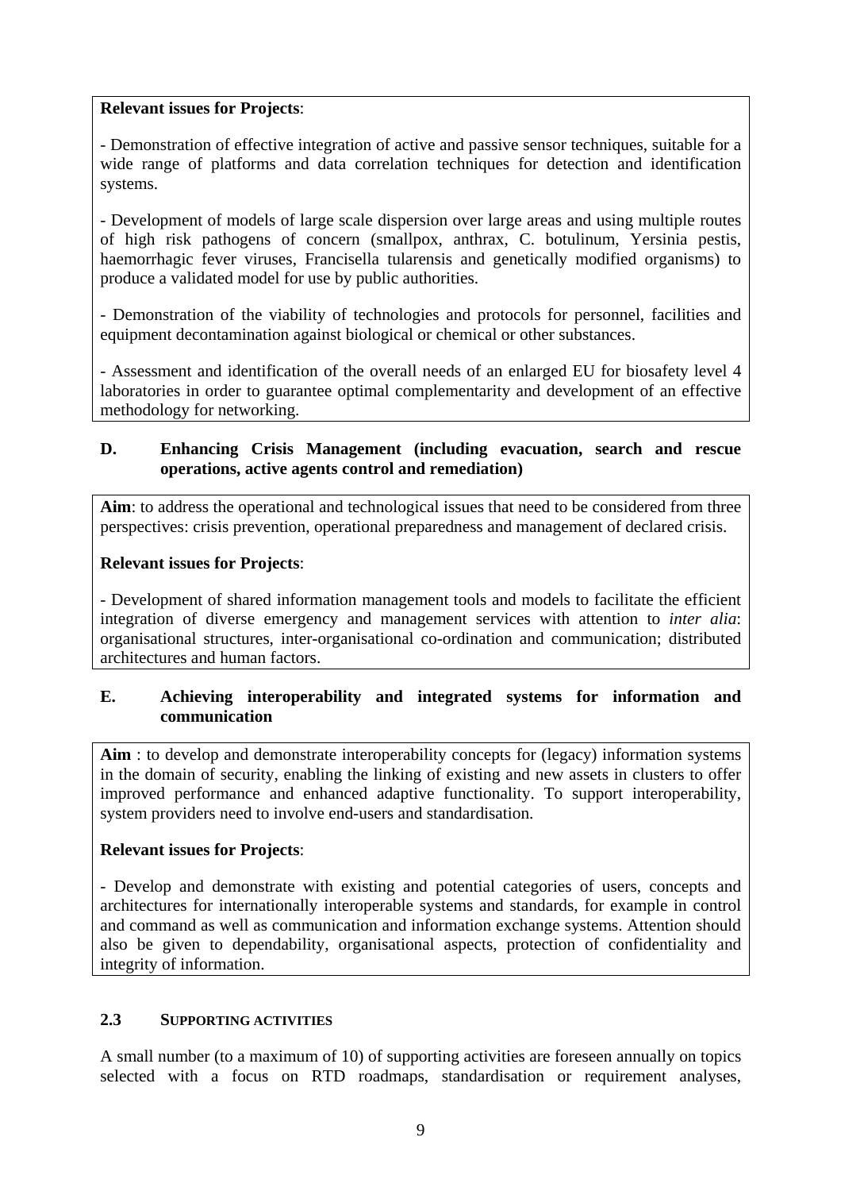**Relevant issues for Projects**:

- Demonstration of effective integration of active and passive sensor techniques, suitable for a wide range of platforms and data correlation techniques for detection and identification systems.

- Development of models of large scale dispersion over large areas and using multiple routes of high risk pathogens of concern (smallpox, anthrax, C. botulinum, Yersinia pestis, haemorrhagic fever viruses, Francisella tularensis and genetically modified organisms) to produce a validated model for use by public authorities.

- Demonstration of the viability of technologies and protocols for personnel, facilities and equipment decontamination against biological or chemical or other substances.

- Assessment and identification of the overall needs of an enlarged EU for biosafety level 4 laboratories in order to guarantee optimal complementarity and development of an effective methodology for networking.

### D. Enhancing Crisis Management (including evacuation, search and rescue operations, active agents control and remediation)

**Aim**: to address the operational and technological issues that need to be considered from three perspectives: crisis prevention, operational preparedness and management of declared crisis.

**Relevant issues for Projects**:

- Development of shared information management tools and models to facilitate the efficient integration of diverse emergency and management services with attention to *inter alia*: organisational structures, inter-organisational co-ordination and communication; distributed architectures and human factors.

### E. Achieving interoperability and integrated systems for information and communication

**Aim** : to develop and demonstrate interoperability concepts for (legacy) information systems in the domain of security, enabling the linking of existing and new assets in clusters to offer improved performance and enhanced adaptive functionality. To support interoperability, system providers need to involve end-users and standardisation.

**Relevant issues for Projects**:

- Develop and demonstrate with existing and potential categories of users, concepts and architectures for internationally interoperable systems and standards, for example in control and command as well as communication and information exchange systems. Attention should also be given to dependability, organisational aspects, protection of confidentiality and integrity of information.

## 2.3 SUPPORTING ACTIVITIES

A small number (to a maximum of 10) of supporting activities are foreseen annually on topics selected with a focus on RTD roadmaps, standardisation or requirement analyses,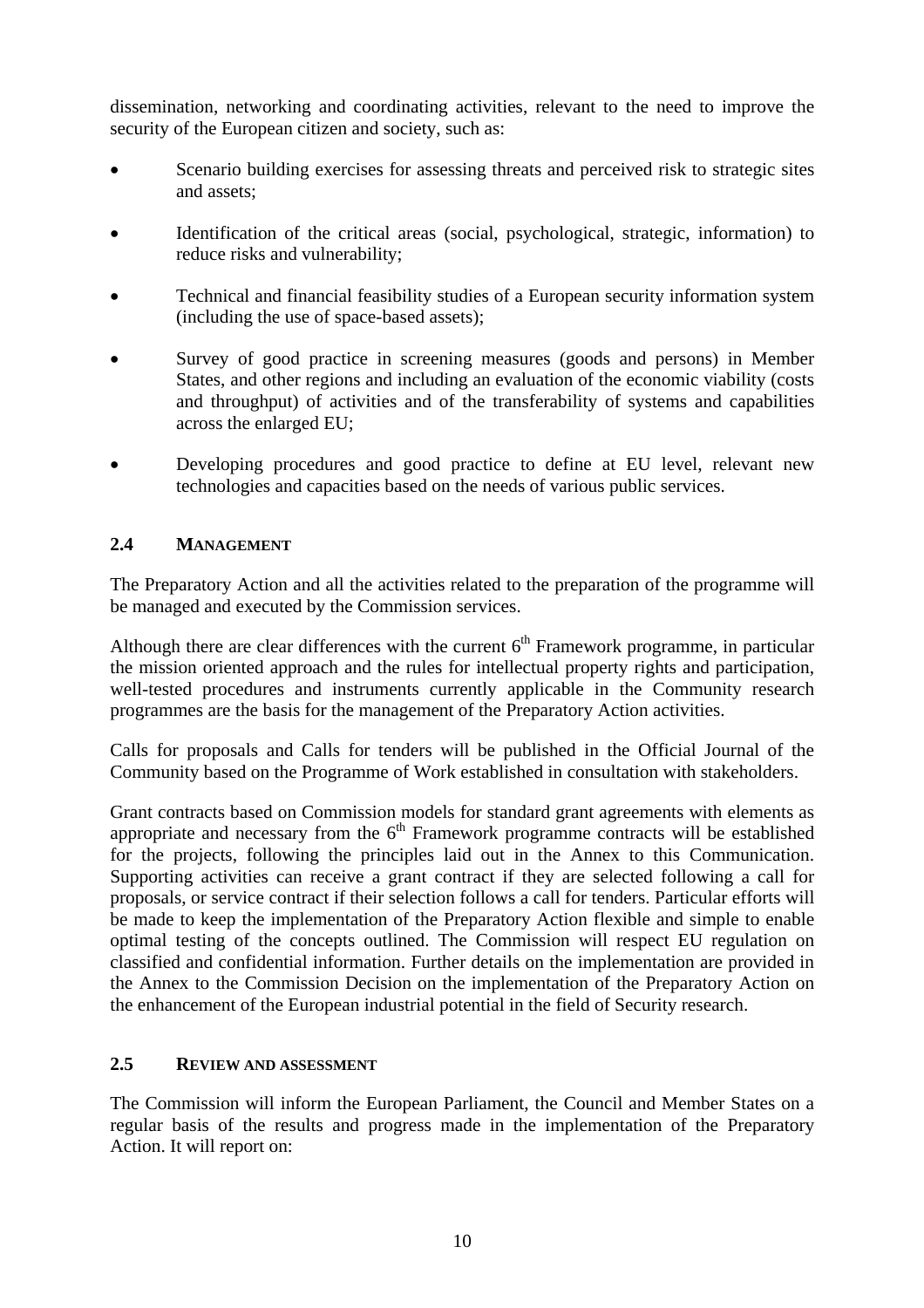dissemination, networking and coordinating activities, relevant to the need to improve the security of the European citizen and society, such as:

- Scenario building exercises for assessing threats and perceived risk to strategic sites and assets;
- Identification of the critical areas (social, psychological, strategic, information) to reduce risks and vulnerability;
- Technical and financial feasibility studies of a European security information system (including the use of space-based assets);
- Survey of good practice in screening measures (goods and persons) in Member States, and other regions and including an evaluation of the economic viability (costs and throughput) of activities and of the transferability of systems and capabilities across the enlarged EU;
- Developing procedures and good practice to define at EU level, relevant new technologies and capacities based on the needs of various public services.

### 2.4 Management

The Preparatory Action and all the activities related to the preparation of the programme will be managed and executed by the Commission services.

Although there are clear differences with the current 6th Framework programme, in particular the mission oriented approach and the rules for intellectual property rights and participation, well-tested procedures and instruments currently applicable in the Community research programmes are the basis for the management of the Preparatory Action activities.

Calls for proposals and Calls for tenders will be published in the Official Journal of the Community based on the Programme of Work established in consultation with stakeholders.

Grant contracts based on Commission models for standard grant agreements with elements as appropriate and necessary from the 6th Framework programme contracts will be established for the projects, following the principles laid out in the Annex to this Communication. Supporting activities can receive a grant contract if they are selected following a call for proposals, or service contract if their selection follows a call for tenders. Particular efforts will be made to keep the implementation of the Preparatory Action flexible and simple to enable optimal testing of the concepts outlined. The Commission will respect EU regulation on classified and confidential information. Further details on the implementation are provided in the Annex to the Commission Decision on the implementation of the Preparatory Action on the enhancement of the European industrial potential in the field of Security research.

### 2.5 Review and assessment

The Commission will inform the European Parliament, the Council and Member States on a regular basis of the results and progress made in the implementation of the Preparatory Action. It will report on: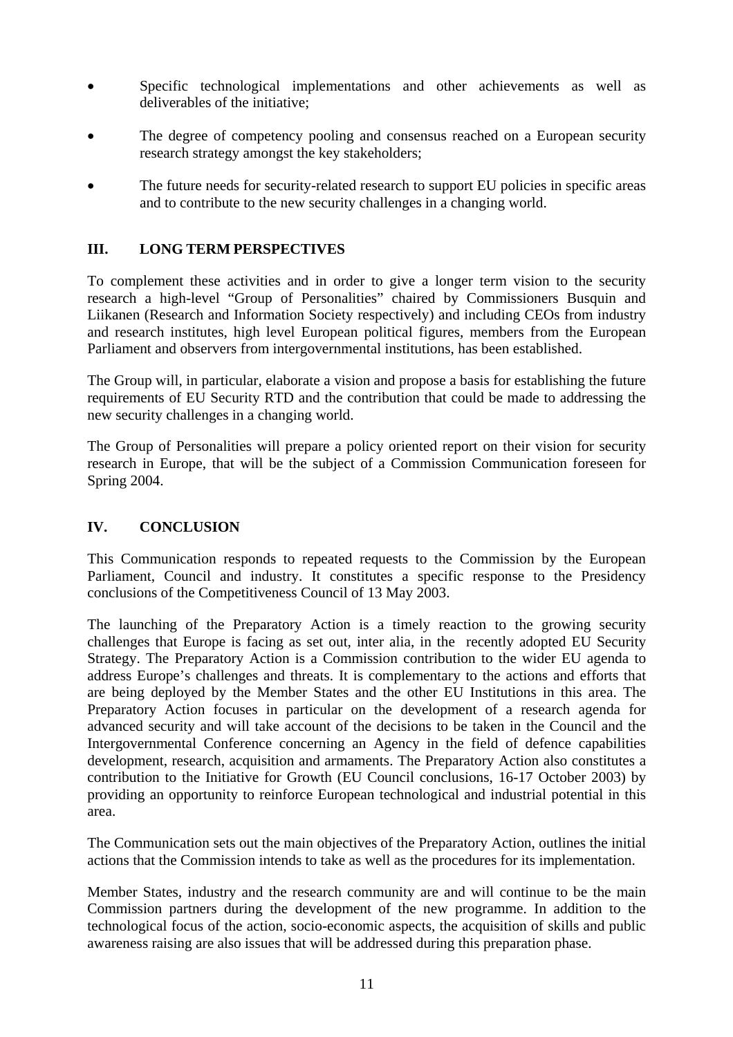- Specific technological implementations and other achievements as well as deliverables of the initiative;
- The degree of competency pooling and consensus reached on a European security research strategy amongst the key stakeholders;
- The future needs for security-related research to support EU policies in specific areas and to contribute to the new security challenges in a changing world.

## III. LONG TERM PERSPECTIVES

To complement these activities and in order to give a longer term vision to the security research a high-level "Group of Personalities" chaired by Commissioners Busquin and Liikanen (Research and Information Society respectively) and including CEOs from industry and research institutes, high level European political figures, members from the European Parliament and observers from intergovernmental institutions, has been established.

The Group will, in particular, elaborate a vision and propose a basis for establishing the future requirements of EU Security RTD and the contribution that could be made to addressing the new security challenges in a changing world.

The Group of Personalities will prepare a policy oriented report on their vision for security research in Europe, that will be the subject of a Commission Communication foreseen for Spring 2004.

## IV. CONCLUSION

This Communication responds to repeated requests to the Commission by the European Parliament, Council and industry. It constitutes a specific response to the Presidency conclusions of the Competitiveness Council of 13 May 2003.

The launching of the Preparatory Action is a timely reaction to the growing security challenges that Europe is facing as set out, inter alia, in the recently adopted EU Security Strategy. The Preparatory Action is a Commission contribution to the wider EU agenda to address Europe's challenges and threats. It is complementary to the actions and efforts that are being deployed by the Member States and the other EU Institutions in this area. The Preparatory Action focuses in particular on the development of a research agenda for advanced security and will take account of the decisions to be taken in the Council and the Intergovernmental Conference concerning an Agency in the field of defence capabilities development, research, acquisition and armaments. The Preparatory Action also constitutes a contribution to the Initiative for Growth (EU Council conclusions, 16-17 October 2003) by providing an opportunity to reinforce European technological and industrial potential in this area.

The Communication sets out the main objectives of the Preparatory Action, outlines the initial actions that the Commission intends to take as well as the procedures for its implementation.

Member States, industry and the research community are and will continue to be the main Commission partners during the development of the new programme. In addition to the technological focus of the action, socio-economic aspects, the acquisition of skills and public awareness raising are also issues that will be addressed during this preparation phase.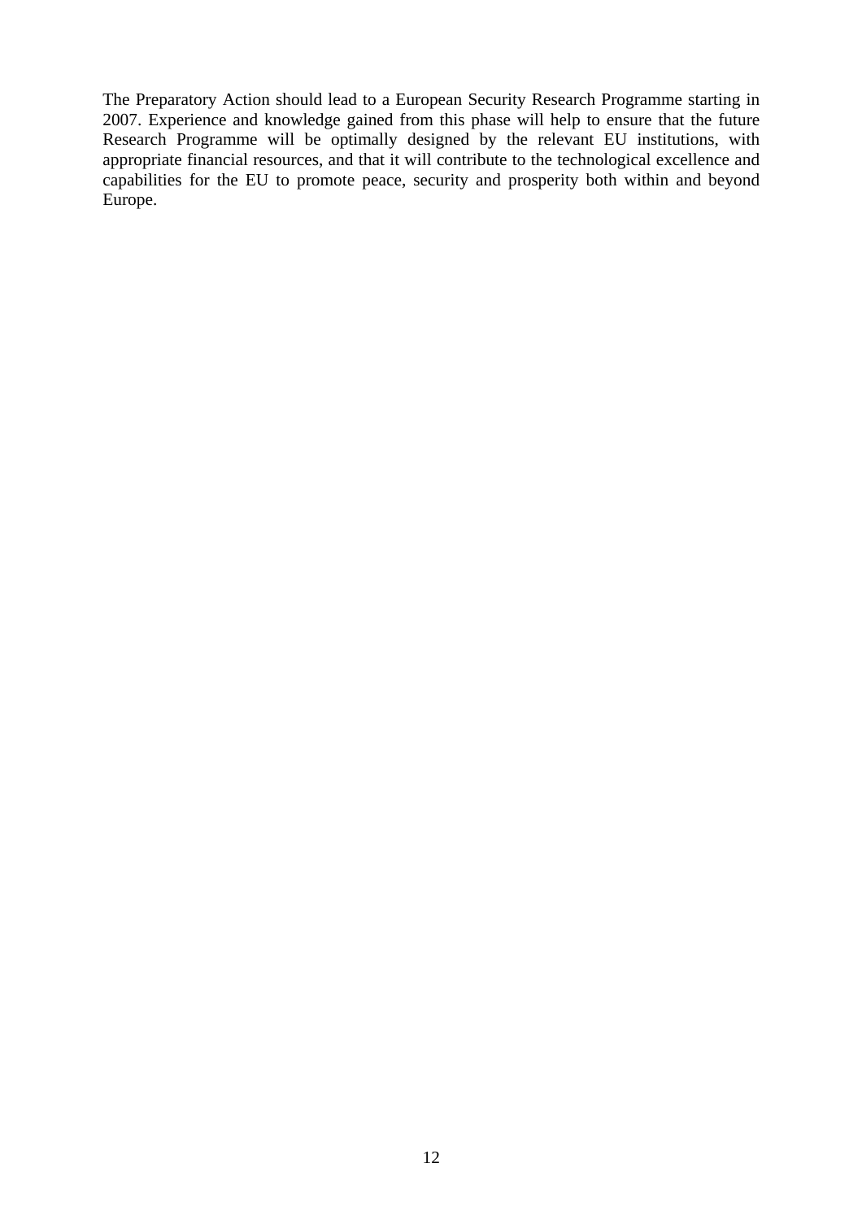The Preparatory Action should lead to a European Security Research Programme starting in 2007. Experience and knowledge gained from this phase will help to ensure that the future Research Programme will be optimally designed by the relevant EU institutions, with appropriate financial resources, and that it will contribute to the technological excellence and capabilities for the EU to promote peace, security and prosperity both within and beyond Europe.